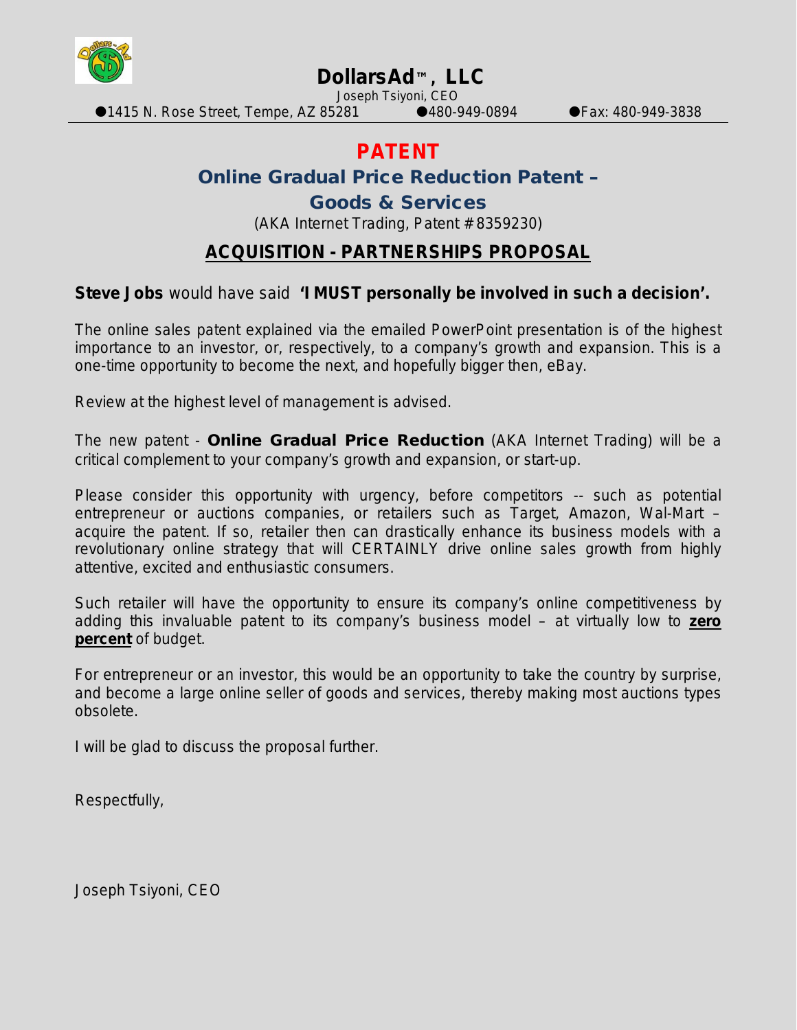# DollarsAd™, LLC

Joseph Tsiyoni, CEO

●1415 N. Rose Street, Tempe, AZ 85281 ●480-949-0894 ●Fax: 480-949-3838

# PATENT

## Online Gradual Price Reduction Patent – Goods & Services

(AKA Internet Trading, Patent # 8359230)

## ACQUISITION - PARTNERSHIPS PROPOSAL

**Steve Jobs** would have said **'I MUST personally be involved in such a decision'.**

The online sales patent explained via the emailed PowerPoint presentation is of the highest importance to an investor, or, respectively, to a company's growth and expansion. This is a one-time opportunity to become the next, and hopefully bigger then, eBay.

Review at the highest level of management is advised.

The new patent - **Online Gradual Price Reduction** (AKA Internet Trading) will be a critical complement to your company's growth and expansion, or start-up.

Please consider this opportunity with urgency, before competitors -- such as potential entrepreneur or auctions companies, or retailers such as Target, Amazon, Wal-Mart – acquire the patent. If so, retailer then can drastically enhance its business models with a revolutionary online strategy that will CERTAINLY drive online sales growth from highly attentive, excited and enthusiastic consumers.

Such retailer will have the opportunity to ensure its company's online competitiveness by adding this invaluable patent to its company's business model – at virtually low to **zero percent** of budget.

For entrepreneur or an investor, this would be an opportunity to take the country by surprise, and become a large online seller of goods and services, thereby making most auctions types obsolete.

I will be glad to discuss the proposal further.

Respectfully,

Joseph Tsiyoni, CEO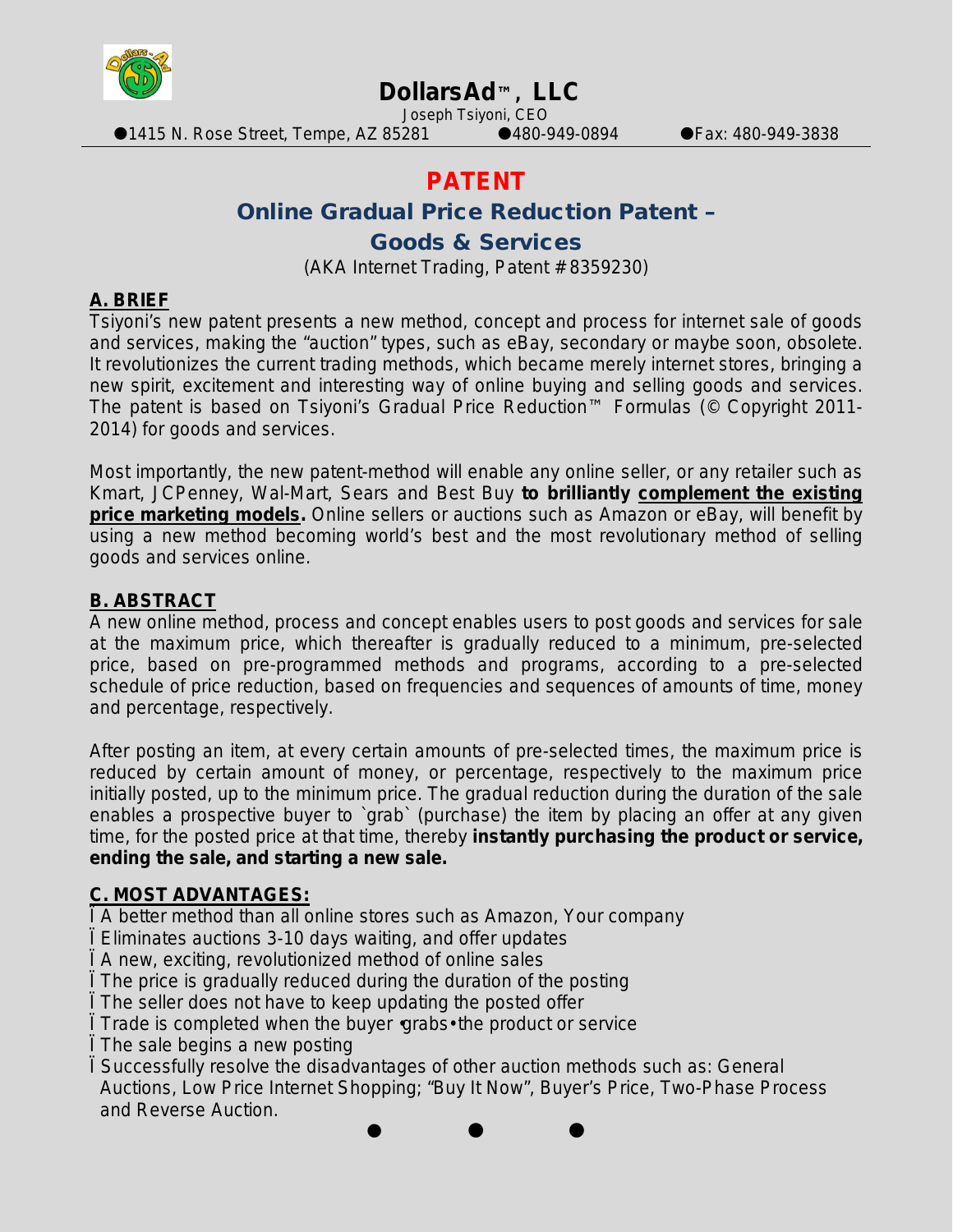# DollarsAd™, LLC

Joseph Tsiyoni, CEO

●1415 N. Rose Street, Tempe, AZ 85281 ●480-949-0894 ●Fax: 480-949-3838

# PATENT

## Online Gradual Price Reduction Patent – Goods & Services

(AKA Internet Trading, Patent # 8359230)

### A. BRIEF

Tsiyoni's new patent presents a new method, concept and process for internet sale of goods and services, making the "auction" types, such as eBay, secondary or maybe soon, obsolete. It revolutionizes the current trading methods, which became merely internet stores, bringing a new spirit, excitement and interesting way of online buying and selling goods and services. The patent is based on Tsiyoni's Gradual Price Reduction™ Formulas (© Copyright 2011-2014) for goods and services.

Most importantly, the new patent-method will enable any online seller, or any retailer such as Kmart, JCPenney, Wal-Mart, Sears and Best Buy **to brilliantly complement the existing price marketing models.** Online sellers or auctions such as Amazon or eBay, will benefit by using a new method becoming world's best and the most revolutionary method of selling goods and services online.

### B. ABSTRACT

A new online method, process and concept enables users to post goods and services for sale at the maximum price, which thereafter is gradually reduced to a minimum, pre-selected price, based on pre-programmed methods and programs, according to a pre-selected schedule of price reduction, based on frequencies and sequences of amounts of time, money and percentage, respectively.

After posting an item, at every certain amounts of pre-selected times, the maximum price is reduced by certain amount of money, or percentage, respectively to the maximum price initially posted, up to the minimum price. The gradual reduction during the duration of the sale enables a prospective buyer to `grab` (purchase) the item by placing an offer at any given time, for the posted price at that time, thereby **instantly purchasing the product or service, ending the sale, and starting a new sale.**

### C. MOST ADVANTAGES:

- A better method than all online stores such as Amazon, Your company
- Eliminates auctions 3-10 days waiting, and offer updates
- A new, exciting, revolutionized method of online sales
- The price is gradually reduced during the duration of the posting
- The seller does not have to keep updating the posted offer
- Trade is completed when the buyer "grabs" the product or service
- The sale begins a new posting
- Successfully resolve the disadvantages of other auction methods such as: General Auctions, Low Price Internet Shopping; "Buy It Now", Buyer's Price, Two-Phase Process and Reverse Auction.

● ● ●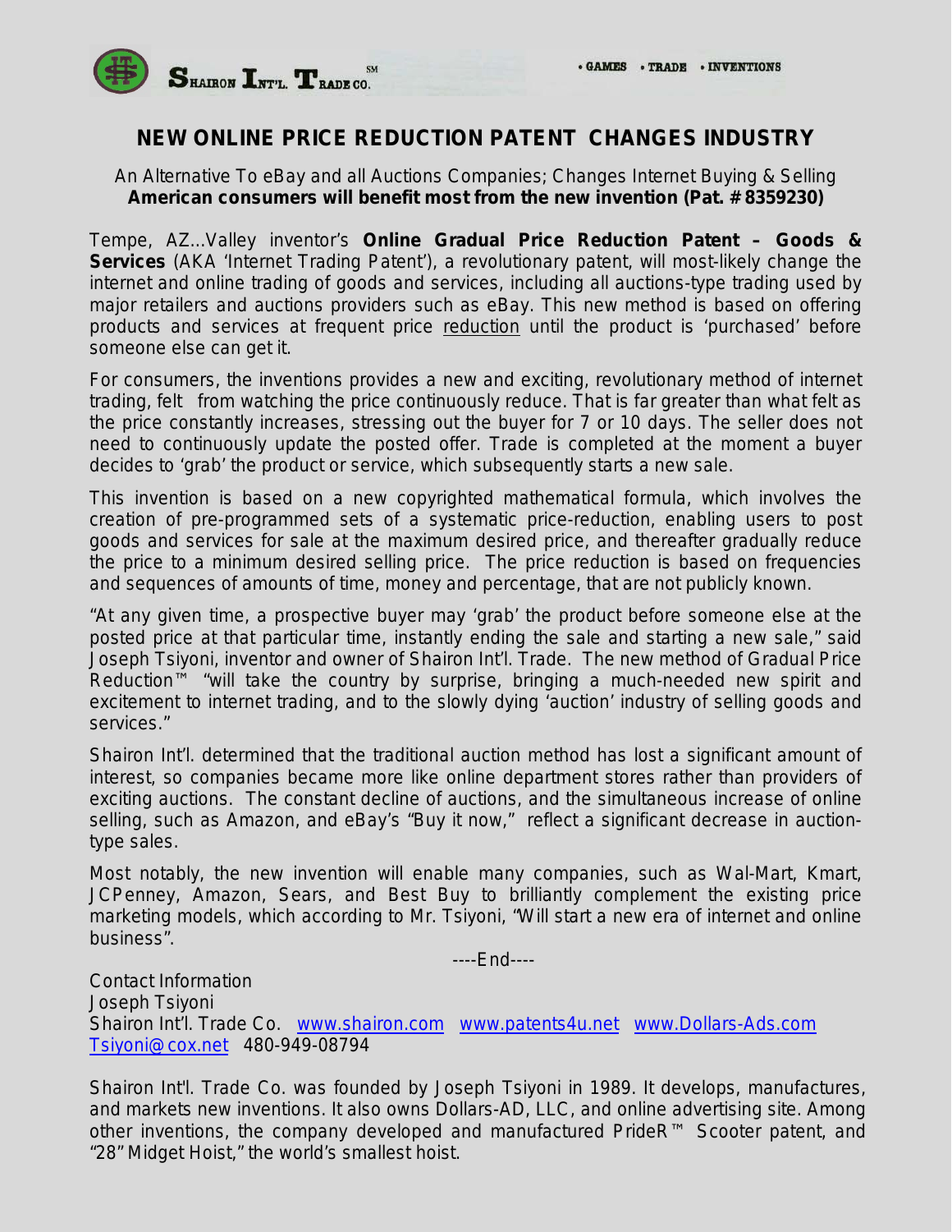Shairon Int'l. Trade Co.[SM]

• GAMES • TRADE • INVENTIONS

# NEW ONLINE PRICE REDUCTION PATENT CHANGES INDUSTRY

An Alternative To eBay and all Auctions Companies; Changes Internet Buying & Selling
**American consumers will benefit most from the new invention (Pat. # 8359230)**

Tempe, AZ...Valley inventor's **Online Gradual Price Reduction Patent – Goods & Services** (AKA 'Internet Trading Patent'), a revolutionary patent, will most-likely change the internet and online trading of goods and services, including all auctions-type trading used by major retailers and auctions providers such as eBay. This new method is based on offering products and services at frequent price reduction until the product is 'purchased' before someone else can get it.

For consumers, the inventions provides a new and exciting, revolutionary method of internet trading, felt from watching the price continuously reduce. That is far greater than what felt as the price constantly increases, stressing out the buyer for 7 or 10 days. The seller does not need to continuously update the posted offer. Trade is completed at the moment a buyer decides to 'grab' the product or service, which subsequently starts a new sale.

This invention is based on a new copyrighted mathematical formula, which involves the creation of pre-programmed sets of a systematic price-reduction, enabling users to post goods and services for sale at the maximum desired price, and thereafter gradually reduce the price to a minimum desired selling price. The price reduction is based on frequencies and sequences of amounts of time, money and percentage, that are not publicly known.

"At any given time, a prospective buyer may 'grab' the product before someone else at the posted price at that particular time, instantly ending the sale and starting a new sale," said Joseph Tsiyoni, inventor and owner of Shairon Int'l. Trade. The new method of Gradual Price Reduction™ "will take the country by surprise, bringing a much-needed new spirit and excitement to internet trading, and to the slowly dying 'auction' industry of selling goods and services."

Shairon Int'l. determined that the traditional auction method has lost a significant amount of interest, so companies became more like online department stores rather than providers of exciting auctions. The constant decline of auctions, and the simultaneous increase of online selling, such as Amazon, and eBay's "Buy it now," reflect a significant decrease in auction-type sales.

Most notably, the new invention will enable many companies, such as Wal-Mart, Kmart, JCPenney, Amazon, Sears, and Best Buy to brilliantly complement the existing price marketing models, which according to Mr. Tsiyoni, "Will start a new era of internet and online business".

----End----

Contact Information
Joseph Tsiyoni
Shairon Int'l. Trade Co. www.shairon.com www.patents4u.net www.Dollars-Ads.com
Tsiyoni@cox.net 480-949-08794

Shairon Int'l. Trade Co. was founded by Joseph Tsiyoni in 1989. It develops, manufactures, and markets new inventions. It also owns Dollars-AD, LLC, and online advertising site. Among other inventions, the company developed and manufactured PrideR™ Scooter patent, and "28" Midget Hoist," the world's smallest hoist.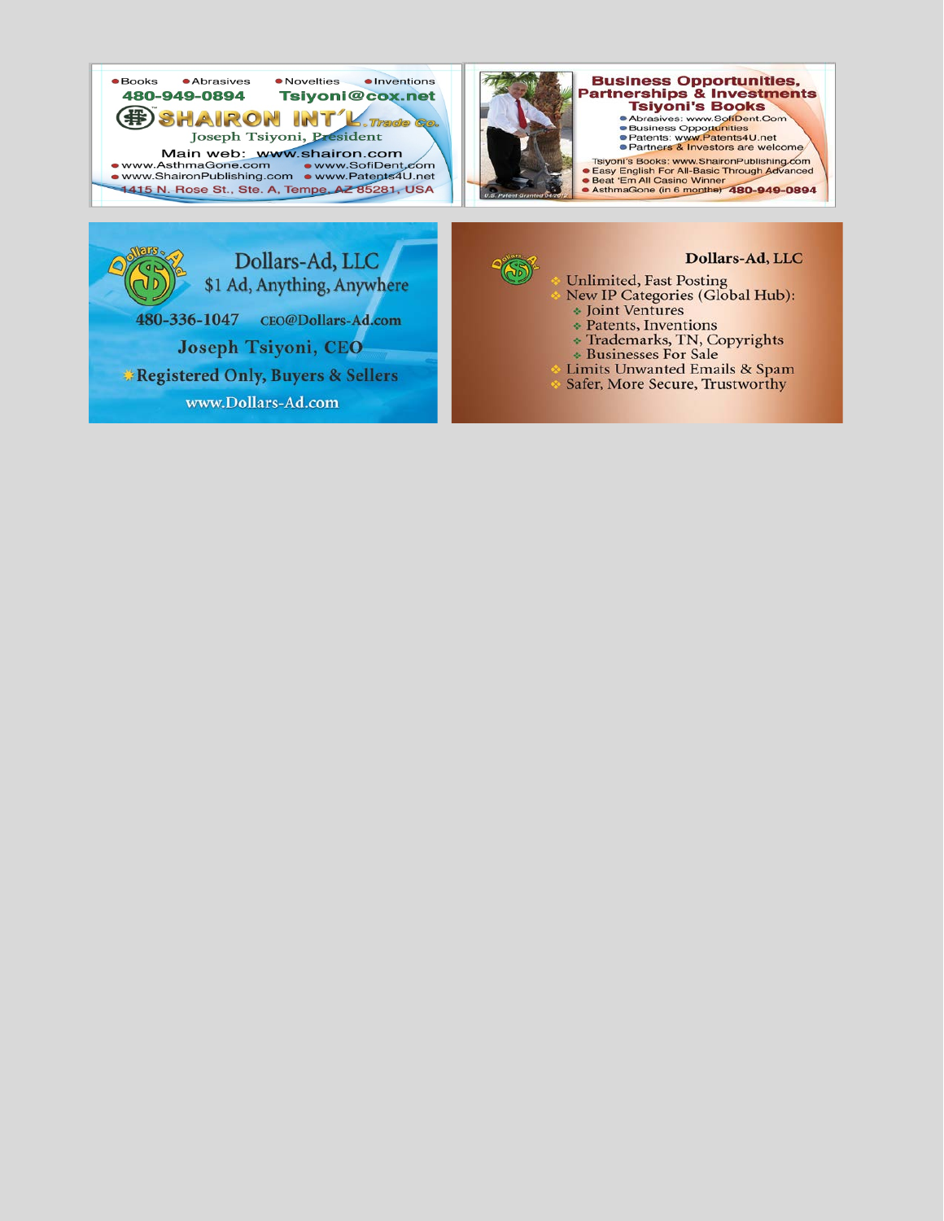- Books
- Abrasives
- Novelties
- Inventions

480-949-0894 Tsiyoni@cox.net

SHAIRON INT'L. Trade Co.

Joseph Tsiyoni, President

Main web: www.shairon.com

- www.AsthmaGone.com
- www.SofiDent.com
- www.ShaironPublishing.com
- www.Patents4U.net

1415 N. Rose St., Ste. A, Tempe, AZ 85281, USA

**Business Opportunities, Partnerships & Investments**

**Tsiyoni's Books**

- Abrasives: www.SofiDent.Com
- Business Opportunities
- Patents: www.Patents4U.net
- Partners & Investors are welcome

Tsiyoni's Books: www.ShaironPublishing.com

- Easy English For All-Basic Through Advanced
- Beat 'Em All Casino Winner
- AsthmaGone (in 6 months) 480-949-0894

U.S. Patent Granted 04/2012

Dollars-Ad, LLC

$1 Ad, Anything, Anywhere

480-336-1047 CEO@Dollars-Ad.com

Joseph Tsiyoni, CEO

*Registered Only, Buyers & Sellers

www.Dollars-Ad.com

**Dollars-Ad, LLC**

- Unlimited, Fast Posting
- New IP Categories (Global Hub):
  - Joint Ventures
  - Patents, Inventions
  - Trademarks, TN, Copyrights
  - Businesses For Sale
- Limits Unwanted Emails & Spam
- Safer, More Secure, Trustworthy